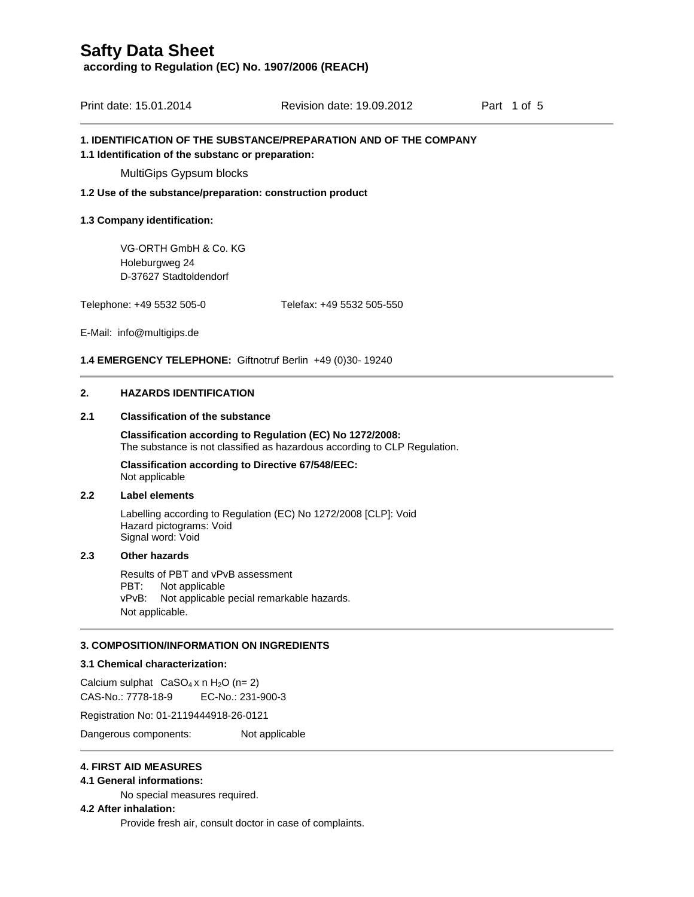# Safty Data Sheet

**according to Regulation (EC) No. 1907/2006 (REACH)**

Print date: 15.01.2014 Revision date: 19.09.2012

## 1. IDENTIFICATION OF THE SUBSTANCE/PREPARATION AND OF THE COMPANY

**1.1 Identification of the substanc or preparation:**

MultiGips Gypsum blocks

**1.2 Use of the substance/preparation: construction product**

**1.3 Company identification:**

VG-ORTH GmbH & Co. KG
Holeburgweg 24
D-37627 Stadtoldendorf

Telephone: +49 5532 505-0 Telefax: +49 5532 505-550

E-Mail: info@multigips.de

**1.4 EMERGENCY TELEPHONE:** Giftnotruf Berlin +49 (0)30- 19240

## 2. HAZARDS IDENTIFICATION

**2.1 Classification of the substance**

**Classification according to Regulation (EC) No 1272/2008:**
The substance is not classified as hazardous according to CLP Regulation.

**Classification according to Directive 67/548/EEC:**
Not applicable

**2.2 Label elements**

Labelling according to Regulation (EC) No 1272/2008 [CLP]: Void
Hazard pictograms: Void
Signal word: Void

**2.3 Other hazards**

Results of PBT and vPvB assessment
PBT: Not applicable
vPvB: Not applicable pecial remarkable hazards.
Not applicable.

## 3. COMPOSITION/INFORMATION ON INGREDIENTS

**3.1 Chemical characterization:**

Calcium sulphat $CaSO_4 \times n\, H_2O$ (n= 2)
CAS-No.: 7778-18-9 EC-No.: 231-900-3

Registration No: 01-2119444918-26-0121

Dangerous components: Not applicable

## 4. FIRST AID MEASURES

**4.1 General informations:**

No special measures required.

**4.2 After inhalation:**

Provide fresh air, consult doctor in case of complaints.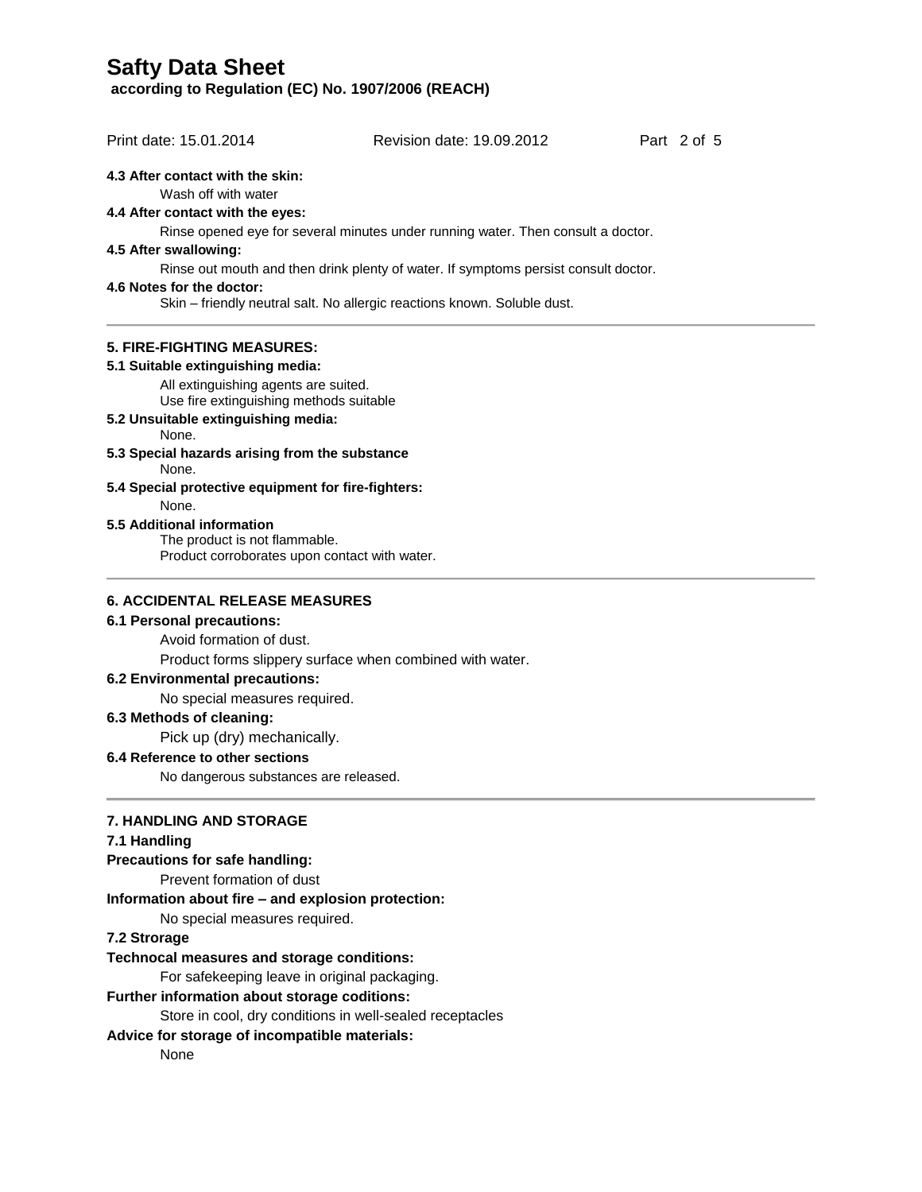**4.3 After contact with the skin:**

Wash off with water

**4.4 After contact with the eyes:**

Rinse opened eye for several minutes under running water. Then consult a doctor.

**4.5 After swallowing:**

Rinse out mouth and then drink plenty of water. If symptoms persist consult doctor.

**4.6 Notes for the doctor:**

Skin – friendly neutral salt. No allergic reactions known. Soluble dust.

---

## 5. FIRE-FIGHTING MEASURES:

**5.1 Suitable extinguishing media:**

All extinguishing agents are suited.
Use fire extinguishing methods suitable

**5.2 Unsuitable extinguishing media:**

None.

**5.3 Special hazards arising from the substance**

None.

**5.4 Special protective equipment for fire-fighters:**

None.

**5.5 Additional information**

The product is not flammable.
Product corroborates upon contact with water.

---

## 6. ACCIDENTAL RELEASE MEASURES

**6.1 Personal precautions:**

Avoid formation of dust.

Product forms slippery surface when combined with water.

**6.2 Environmental precautions:**

No special measures required.

**6.3 Methods of cleaning:**

Pick up (dry) mechanically.

**6.4 Reference to other sections**

No dangerous substances are released.

---

## 7. HANDLING AND STORAGE

**7.1 Handling**

**Precautions for safe handling:**

Prevent formation of dust

**Information about fire – and explosion protection:**

No special measures required.

**7.2 Strorage**

**Technocal measures and storage conditions:**

For safekeeping leave in original packaging.

**Further information about storage coditions:**

Store in cool, dry conditions in well-sealed receptacles

**Advice for storage of incompatible materials:**

None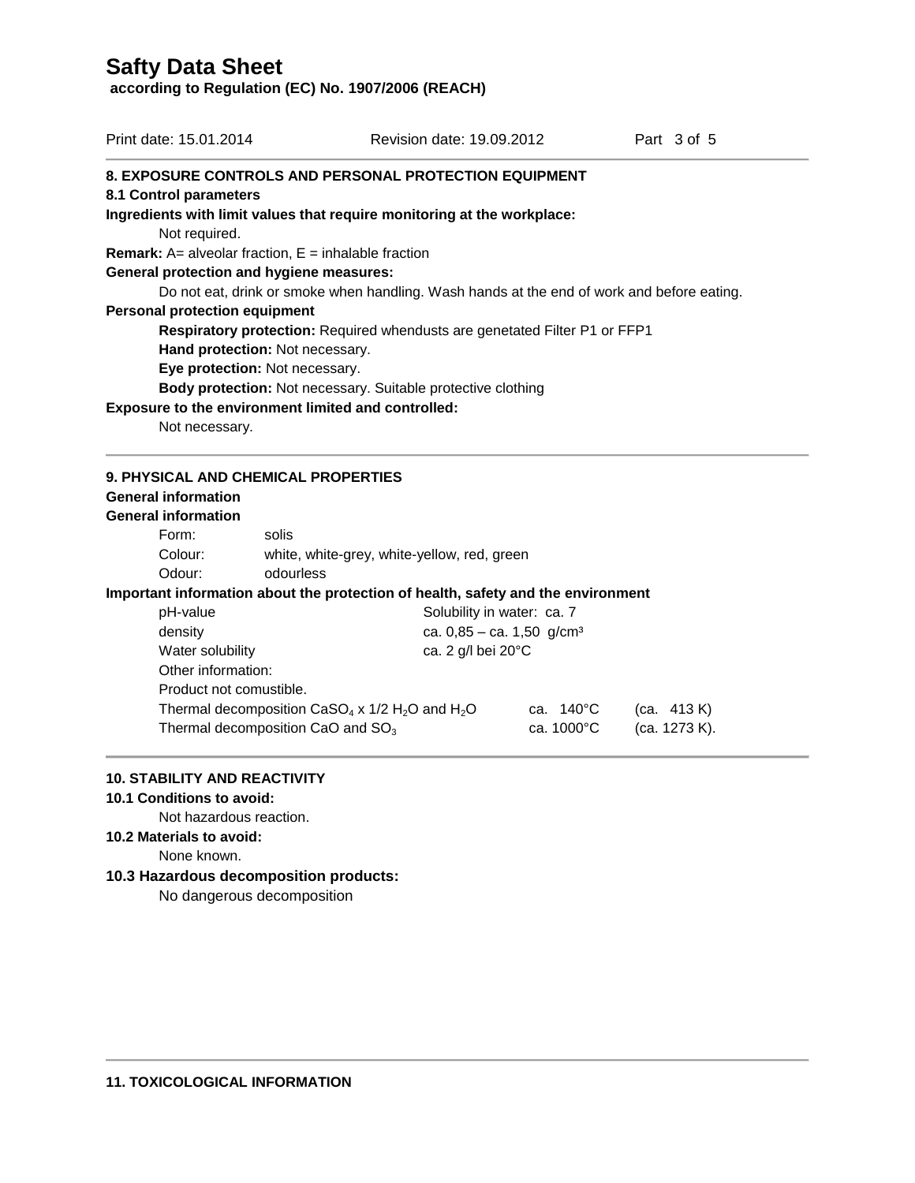# Safty Data Sheet

**according to Regulation (EC) No. 1907/2006 (REACH)**

Print date: 15.01.2014 Revision date: 19.09.2012

## 8. EXPOSURE CONTROLS AND PERSONAL PROTECTION EQUIPMENT

### 8.1 Control parameters

**Ingredients with limit values that require monitoring at the workplace:**

Not required.

**Remark:** A= alveolar fraction, E = inhalable fraction

**General protection and hygiene measures:**

Do not eat, drink or smoke when handling. Wash hands at the end of work and before eating.

**Personal protection equipment**

**Respiratory protection:** Required whendusts are genetated Filter P1 or FFP1

**Hand protection:** Not necessary.

**Eye protection:** Not necessary.

**Body protection:** Not necessary. Suitable protective clothing

**Exposure to the environment limited and controlled:**

Not necessary.

## 9. PHYSICAL AND CHEMICAL PROPERTIES

**General information**

**General information**

| | |
|---|---|
| Form: | solis |
| Colour: | white, white-grey, white-yellow, red, green |
| Odour: | odourless |

**Important information about the protection of health, safety and the environment**

| | |
|---|---|
| pH-value | Solubility in water: ca. 7 |
| density | ca. 0,85 – ca. 1,50 g/cm³ |
| Water solubility | ca. 2 g/l bei 20°C |

Other information:

Product not comustible.

| | | |
|---|---|---|
| Thermal decomposition $CaSO_4$ x 1/2 $H_2O$ and $H_2O$ | ca. 140°C | (ca. 413 K) |
| Thermal decomposition CaO and $SO_3$ | ca. 1000°C | (ca. 1273 K). |

## 10. STABILITY AND REACTIVITY

**10.1 Conditions to avoid:**

Not hazardous reaction.

**10.2 Materials to avoid:**

None known.

**10.3 Hazardous decomposition products:**

No dangerous decomposition

## 11. TOXICOLOGICAL INFORMATION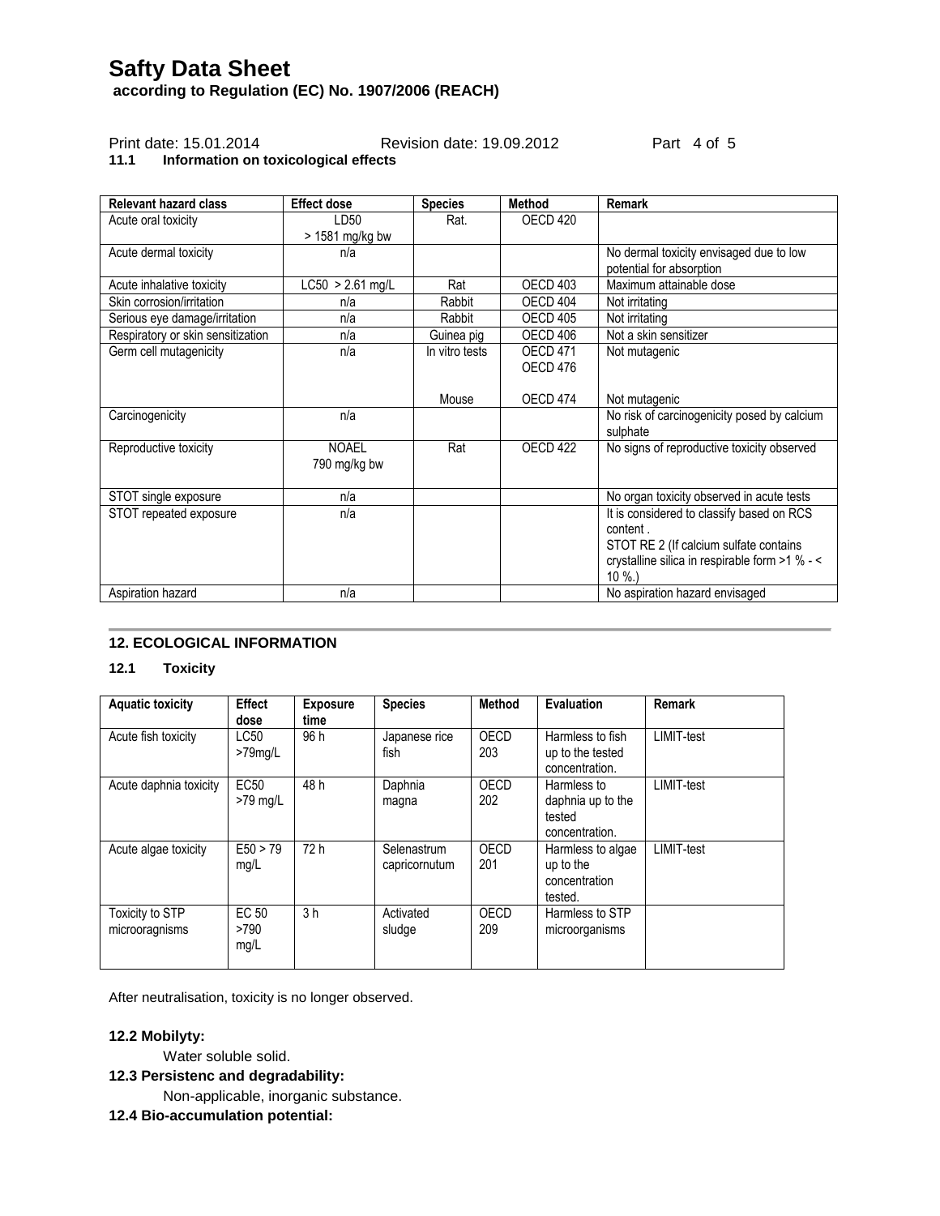## 11.1 Information on toxicological effects

| Relevant hazard class | Effect dose | Species | Method | Remark |
|---|---|---|---|---|
| Acute oral toxicity | LD50 > 1581 mg/kg bw | Rat. | OECD 420 | |
| Acute dermal toxicity | n/a | | | No dermal toxicity envisaged due to low potential for absorption |
| Acute inhalative toxicity | LC50 > 2.61 mg/L | Rat | OECD 403 | Maximum attainable dose |
| Skin corrosion/irritation | n/a | Rabbit | OECD 404 | Not irritating |
| Serious eye damage/irritation | n/a | Rabbit | OECD 405 | Not irritating |
| Respiratory or skin sensitization | n/a | Guinea pig | OECD 406 | Not a skin sensitizer |
| Germ cell mutagenicity | n/a | In vitro tests<br><br>Mouse | OECD 471<br>OECD 476<br>OECD 474 | Not mutagenic<br><br>Not mutagenic |
| Carcinogenicity | n/a | | | No risk of carcinogenicity posed by calcium sulphate |
| Reproductive toxicity | NOAEL 790 mg/kg bw | Rat | OECD 422 | No signs of reproductive toxicity observed |
| STOT single exposure | n/a | | | No organ toxicity observed in acute tests |
| STOT repeated exposure | n/a | | | It is considered to classify based on RCS content .<br>STOT RE 2 (If calcium sulfate contains crystalline silica in respirable form >1 % - < 10 %.) |
| Aspiration hazard | n/a | | | No aspiration hazard envisaged |

## 12. ECOLOGICAL INFORMATION

### 12.1 Toxicity

| Aquatic toxicity | Effect dose | Exposure time | Species | Method | Evaluation | Remark |
|---|---|---|---|---|---|---|
| Acute fish toxicity | LC50 >79mg/L | 96 h | Japanese rice fish | OECD 203 | Harmless to fish up to the tested concentration. | LIMIT-test |
| Acute daphnia toxicity | EC50 >79 mg/L | 48 h | Daphnia magna | OECD 202 | Harmless to daphnia up to the tested concentration. | LIMIT-test |
| Acute algae toxicity | E50 > 79 mg/L | 72 h | Selenastrum capricornutum | OECD 201 | Harmless to algae up to the concentration tested. | LIMIT-test |
| Toxicity to STP microoragnisms | EC 50 >790 mg/L | 3 h | Activated sludge | OECD 209 | Harmless to STP microorganisms | |

After neutralisation, toxicity is no longer observed.

**12.2 Mobilyty:**

Water soluble solid.

**12.3 Persistenc and degradability:**

Non-applicable, inorganic substance.

**12.4 Bio-accumulation potential:**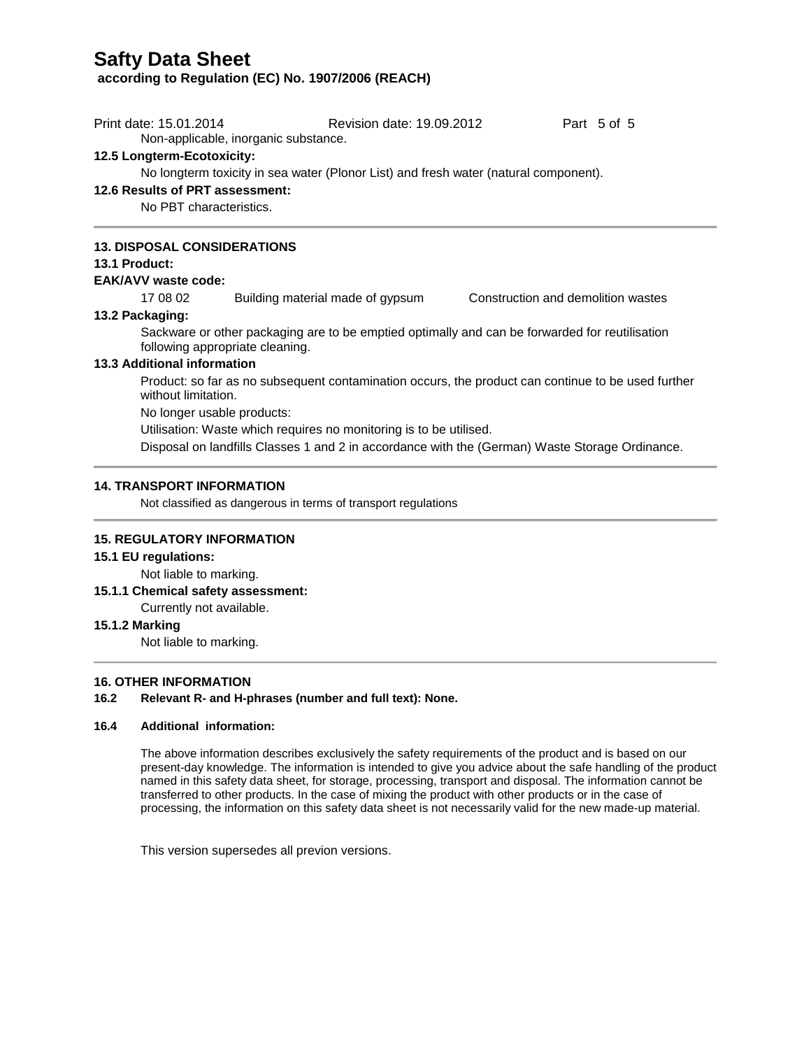Non-applicable, inorganic substance.

**12.5 Longterm-Ecotoxicity:**

No longterm toxicity in sea water (Plonor List) and fresh water (natural component).

**12.6 Results of PRT assessment:**

No PBT characteristics.

---

**13. DISPOSAL CONSIDERATIONS**

**13.1 Product:**

**EAK/AVV waste code:**

| | | |
|---|---|---|
| 17 08 02 | Building material made of gypsum | Construction and demolition wastes |

**13.2 Packaging:**

Sackware or other packaging are to be emptied optimally and can be forwarded for reutilisation following appropriate cleaning.

**13.3 Additional information**

Product: so far as no subsequent contamination occurs, the product can continue to be used further without limitation.

No longer usable products:

Utilisation: Waste which requires no monitoring is to be utilised.

Disposal on landfills Classes 1 and 2 in accordance with the (German) Waste Storage Ordinance.

---

**14. TRANSPORT INFORMATION**

Not classified as dangerous in terms of transport regulations

---

**15. REGULATORY INFORMATION**

**15.1 EU regulations:**

Not liable to marking.

**15.1.1 Chemical safety assessment:**

Currently not available.

**15.1.2 Marking**

Not liable to marking.

---

**16. OTHER INFORMATION**

**16.2 Relevant R- and H-phrases (number and full text): None.**

**16.4 Additional information:**

The above information describes exclusively the safety requirements of the product and is based on our present-day knowledge. The information is intended to give you advice about the safe handling of the product named in this safety data sheet, for storage, processing, transport and disposal. The information cannot be transferred to other products. In the case of mixing the product with other products or in the case of processing, the information on this safety data sheet is not necessarily valid for the new made-up material.

This version supersedes all previon versions.